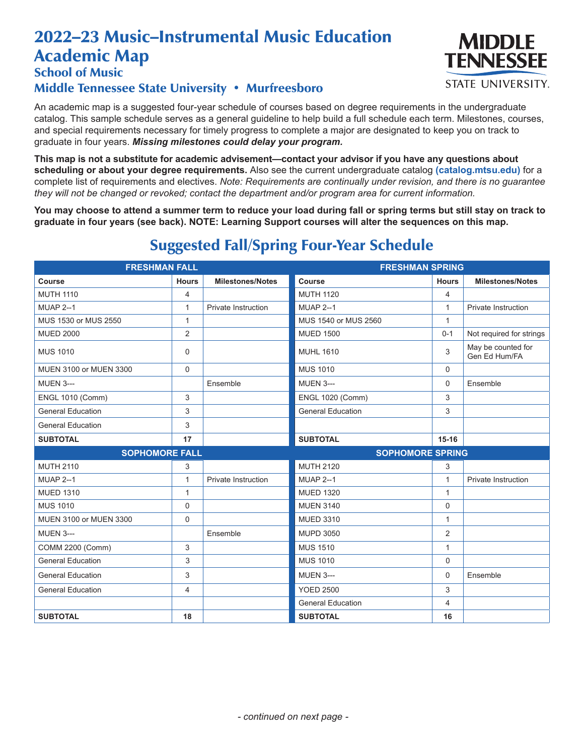# 2022–23 Music–Instrumental Music Education Academic Map

## School of Music

## Middle Tennessee State University • Murfreesboro

An academic map is a suggested four-year schedule of courses based on degree requirements in the undergraduate catalog. This sample schedule serves as a general guideline to help build a full schedule each term. Milestones, courses, and special requirements necessary for timely progress to complete a major are designated to keep you on track to graduate in four years. ***Missing milestones could delay your program.***

**This map is not a substitute for academic advisement—contact your advisor if you have any questions about scheduling or about your degree requirements.** Also see the current undergraduate catalog **(catalog.mtsu.edu)** for a complete list of requirements and electives. *Note: Requirements are continually under revision, and there is no guarantee they will not be changed or revoked; contact the department and/or program area for current information.*

**You may choose to attend a summer term to reduce your load during fall or spring terms but still stay on track to graduate in four years (see back). NOTE: Learning Support courses will alter the sequences on this map.**

## Suggested Fall/Spring Four-Year Schedule

| FRESHMAN FALL | | | FRESHMAN SPRING | | |
|---|---|---|---|---|---|
| **Course** | **Hours** | **Milestones/Notes** | **Course** | **Hours** | **Milestones/Notes** |
| MUTH 1110 | 4 | | MUTH 1120 | 4 | |
| MUAP 2--1 | 1 | Private Instruction | MUAP 2--1 | 1 | Private Instruction |
| MUS 1530 or MUS 2550 | 1 | | MUS 1540 or MUS 2560 | 1 | |
| MUED 2000 | 2 | | MUED 1500 | 0-1 | Not required for strings |
| MUS 1010 | 0 | | MUHL 1610 | 3 | May be counted for Gen Ed Hum/FA |
| MUEN 3100 or MUEN 3300 | 0 | | MUS 1010 | 0 | |
| MUEN 3--- | | Ensemble | MUEN 3--- | 0 | Ensemble |
| ENGL 1010 (Comm) | 3 | | ENGL 1020 (Comm) | 3 | |
| General Education | 3 | | General Education | 3 | |
| General Education | 3 | | | | |
| **SUBTOTAL** | **17** | | **SUBTOTAL** | **15-16** | |

| SOPHOMORE FALL | | | SOPHOMORE SPRING | | |
|---|---|---|---|---|---|
| **Course** | **Hours** | **Milestones/Notes** | **Course** | **Hours** | **Milestones/Notes** |
| MUTH 2110 | 3 | | MUTH 2120 | 3 | |
| MUAP 2--1 | 1 | Private Instruction | MUAP 2--1 | 1 | Private Instruction |
| MUED 1310 | 1 | | MUED 1320 | 1 | |
| MUS 1010 | 0 | | MUEN 3140 | 0 | |
| MUEN 3100 or MUEN 3300 | 0 | | MUED 3310 | 1 | |
| MUEN 3--- | | Ensemble | MUPD 3050 | 2 | |
| COMM 2200 (Comm) | 3 | | MUS 1510 | 1 | |
| General Education | 3 | | MUS 1010 | 0 | |
| General Education | 3 | | MUEN 3--- | 0 | Ensemble |
| General Education | 4 | | YOED 2500 | 3 | |
| | | | General Education | 4 | |
| **SUBTOTAL** | **18** | | **SUBTOTAL** | **16** | |

*- continued on next page -*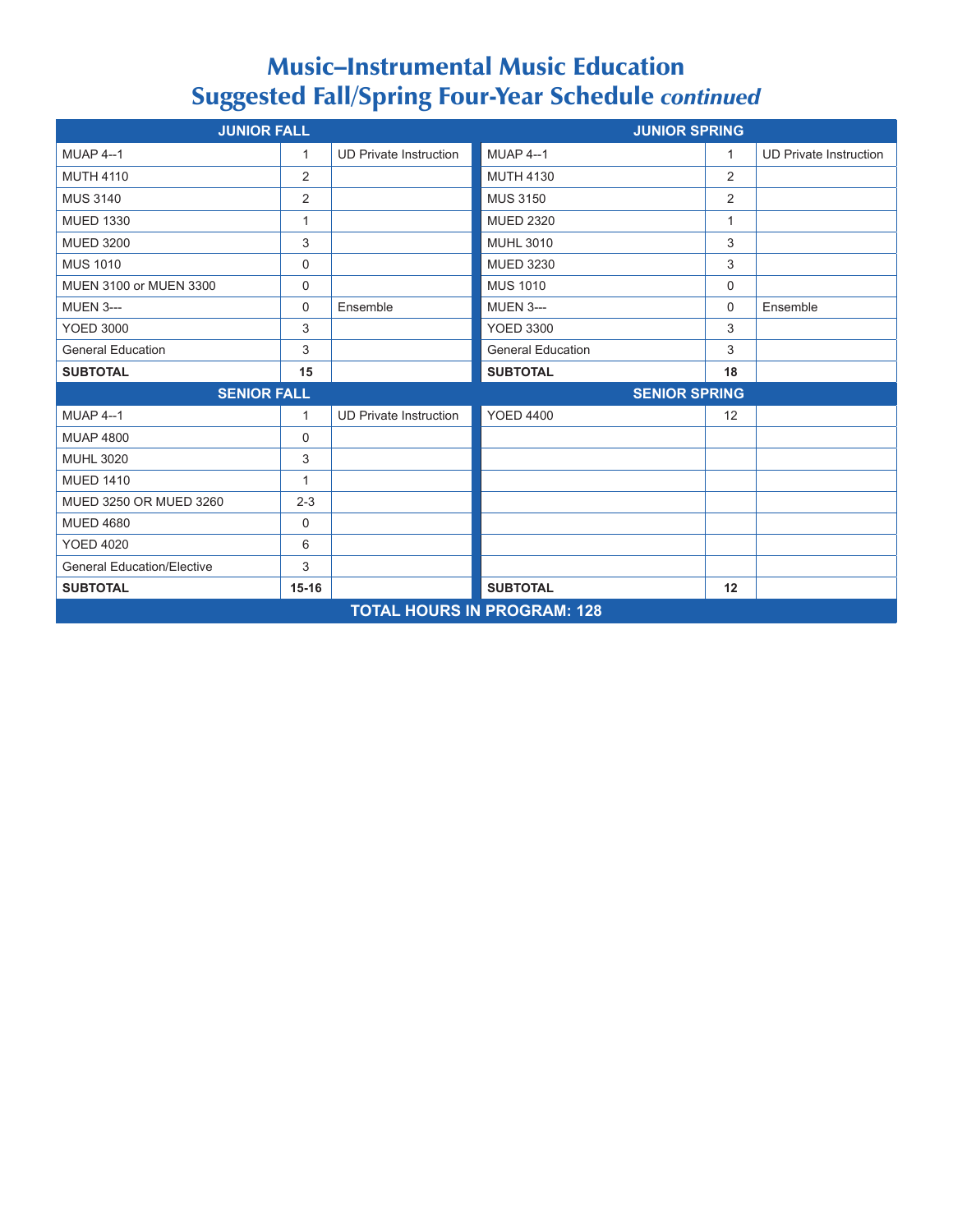# Music–Instrumental Music Education
# Suggested Fall/Spring Four-Year Schedule *continued*

| JUNIOR FALL | | | JUNIOR SPRING | | |
|---|---|---|---|---|---|
| MUAP 4--1 | 1 | UD Private Instruction | MUAP 4--1 | 1 | UD Private Instruction |
| MUTH 4110 | 2 | | MUTH 4130 | 2 | |
| MUS 3140 | 2 | | MUS 3150 | 2 | |
| MUED 1330 | 1 | | MUED 2320 | 1 | |
| MUED 3200 | 3 | | MUHL 3010 | 3 | |
| MUS 1010 | 0 | | MUED 3230 | 3 | |
| MUEN 3100 or MUEN 3300 | 0 | | MUS 1010 | 0 | |
| MUEN 3--- | 0 | Ensemble | MUEN 3--- | 0 | Ensemble |
| YOED 3000 | 3 | | YOED 3300 | 3 | |
| General Education | 3 | | General Education | 3 | |
| **SUBTOTAL** | **15** | | **SUBTOTAL** | **18** | |
| **SENIOR FALL** | | | **SENIOR SPRING** | | |
| MUAP 4--1 | 1 | UD Private Instruction | YOED 4400 | 12 | |
| MUAP 4800 | 0 | | | | |
| MUHL 3020 | 3 | | | | |
| MUED 1410 | 1 | | | | |
| MUED 3250 OR MUED 3260 | 2-3 | | | | |
| MUED 4680 | 0 | | | | |
| YOED 4020 | 6 | | | | |
| General Education/Elective | 3 | | | | |
| **SUBTOTAL** | **15-16** | | **SUBTOTAL** | **12** | |
| **TOTAL HOURS IN PROGRAM: 128** | | | | | |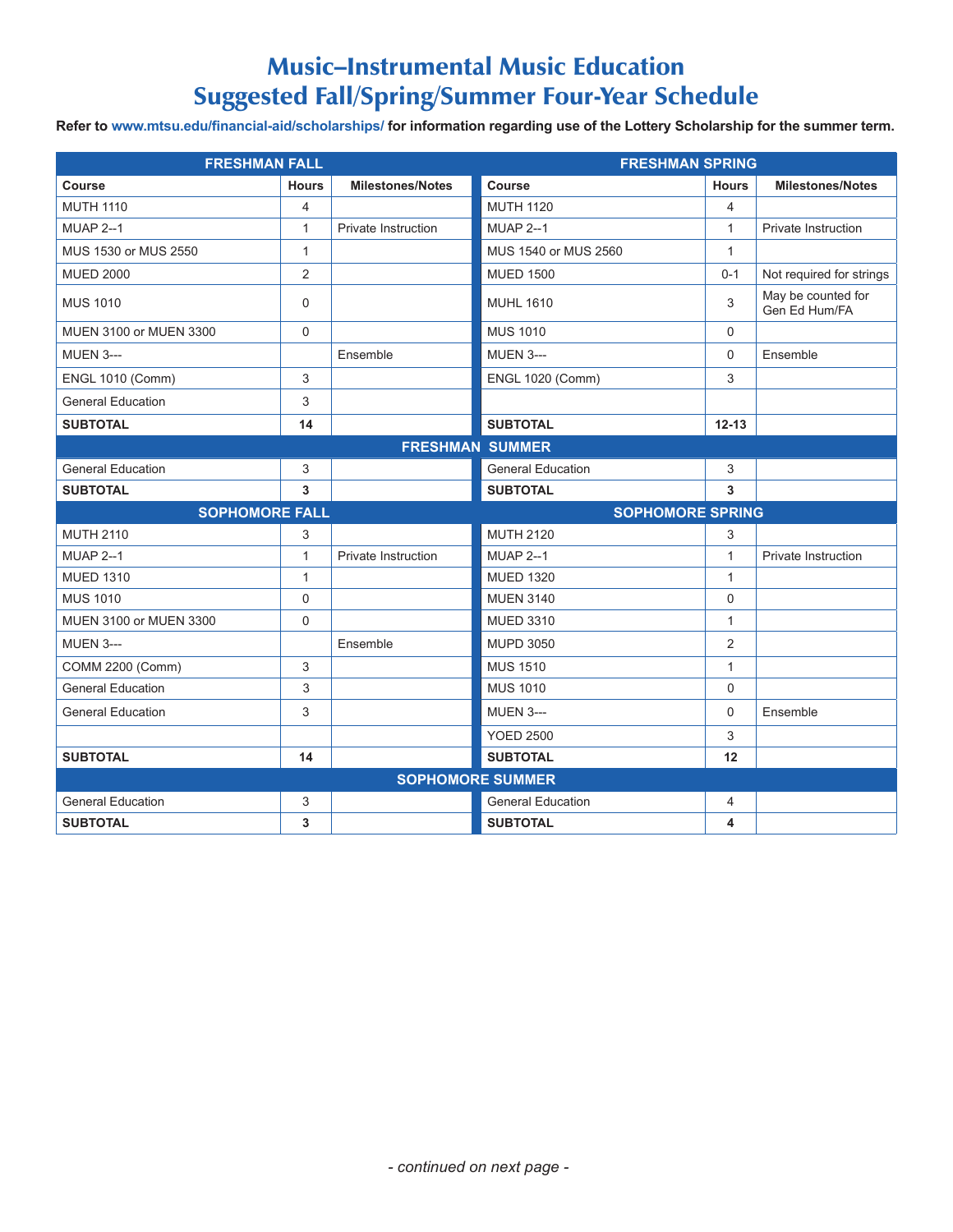# Music–Instrumental Music Education
## Suggested Fall/Spring/Summer Four-Year Schedule

**Refer to www.mtsu.edu/financial-aid/scholarships/ for information regarding use of the Lottery Scholarship for the summer term.**

| FRESHMAN FALL | | | FRESHMAN SPRING | | |
|---|---|---|---|---|---|
| **Course** | **Hours** | **Milestones/Notes** | **Course** | **Hours** | **Milestones/Notes** |
| MUTH 1110 | 4 | | MUTH 1120 | 4 | |
| MUAP 2--1 | 1 | Private Instruction | MUAP 2--1 | 1 | Private Instruction |
| MUS 1530 or MUS 2550 | 1 | | MUS 1540 or MUS 2560 | 1 | |
| MUED 2000 | 2 | | MUED 1500 | 0-1 | Not required for strings |
| MUS 1010 | 0 | | MUHL 1610 | 3 | May be counted for Gen Ed Hum/FA |
| MUEN 3100 or MUEN 3300 | 0 | | MUS 1010 | 0 | |
| MUEN 3--- | | Ensemble | MUEN 3--- | 0 | Ensemble |
| ENGL 1010 (Comm) | 3 | | ENGL 1020 (Comm) | 3 | |
| General Education | 3 | | | | |
| **SUBTOTAL** | **14** | | **SUBTOTAL** | **12-13** | |

| FRESHMAN SUMMER | | | | | |
|---|---|---|---|---|---|
| General Education | 3 | | General Education | 3 | |
| **SUBTOTAL** | **3** | | **SUBTOTAL** | **3** | |

| SOPHOMORE FALL | | | SOPHOMORE SPRING | | |
|---|---|---|---|---|---|
| MUTH 2110 | 3 | | MUTH 2120 | 3 | |
| MUAP 2--1 | 1 | Private Instruction | MUAP 2--1 | 1 | Private Instruction |
| MUED 1310 | 1 | | MUED 1320 | 1 | |
| MUS 1010 | 0 | | MUEN 3140 | 0 | |
| MUEN 3100 or MUEN 3300 | 0 | | MUED 3310 | 1 | |
| MUEN 3--- | | Ensemble | MUPD 3050 | 2 | |
| COMM 2200 (Comm) | 3 | | MUS 1510 | 1 | |
| General Education | 3 | | MUS 1010 | 0 | |
| General Education | 3 | | MUEN 3--- | 0 | Ensemble |
| | | | YOED 2500 | 3 | |
| **SUBTOTAL** | **14** | | **SUBTOTAL** | **12** | |

| SOPHOMORE SUMMER | | | | | |
|---|---|---|---|---|---|
| General Education | 3 | | General Education | 4 | |
| **SUBTOTAL** | **3** | | **SUBTOTAL** | **4** | |

*- continued on next page -*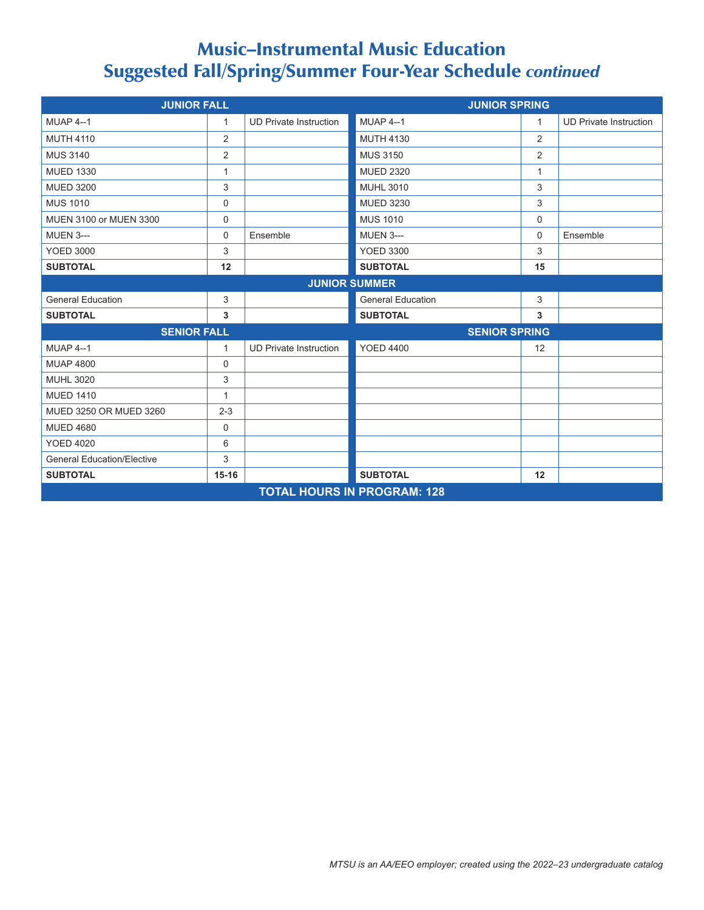# Music–Instrumental Music Education
## Suggested Fall/Spring/Summer Four-Year Schedule *continued*

| JUNIOR FALL | | | JUNIOR SPRING | | |
|---|---|---|---|---|---|
| MUAP 4--1 | 1 | UD Private Instruction | MUAP 4--1 | 1 | UD Private Instruction |
| MUTH 4110 | 2 | | MUTH 4130 | 2 | |
| MUS 3140 | 2 | | MUS 3150 | 2 | |
| MUED 1330 | 1 | | MUED 2320 | 1 | |
| MUED 3200 | 3 | | MUHL 3010 | 3 | |
| MUS 1010 | 0 | | MUED 3230 | 3 | |
| MUEN 3100 or MUEN 3300 | 0 | | MUS 1010 | 0 | |
| MUEN 3--- | 0 | Ensemble | MUEN 3--- | 0 | Ensemble |
| YOED 3000 | 3 | | YOED 3300 | 3 | |
| **SUBTOTAL** | **12** | | **SUBTOTAL** | **15** | |
| **JUNIOR SUMMER** | | | | | |
| General Education | 3 | | General Education | 3 | |
| **SUBTOTAL** | **3** | | **SUBTOTAL** | **3** | |
| **SENIOR FALL** | | | **SENIOR SPRING** | | |
| MUAP 4--1 | 1 | UD Private Instruction | YOED 4400 | 12 | |
| MUAP 4800 | 0 | | | | |
| MUHL 3020 | 3 | | | | |
| MUED 1410 | 1 | | | | |
| MUED 3250 OR MUED 3260 | 2-3 | | | | |
| MUED 4680 | 0 | | | | |
| YOED 4020 | 6 | | | | |
| General Education/Elective | 3 | | | | |
| **SUBTOTAL** | **15-16** | | **SUBTOTAL** | **12** | |
| **TOTAL HOURS IN PROGRAM: 128** | | | | | |

*MTSU is an AA/EEO employer; created using the 2022–23 undergraduate catalog*